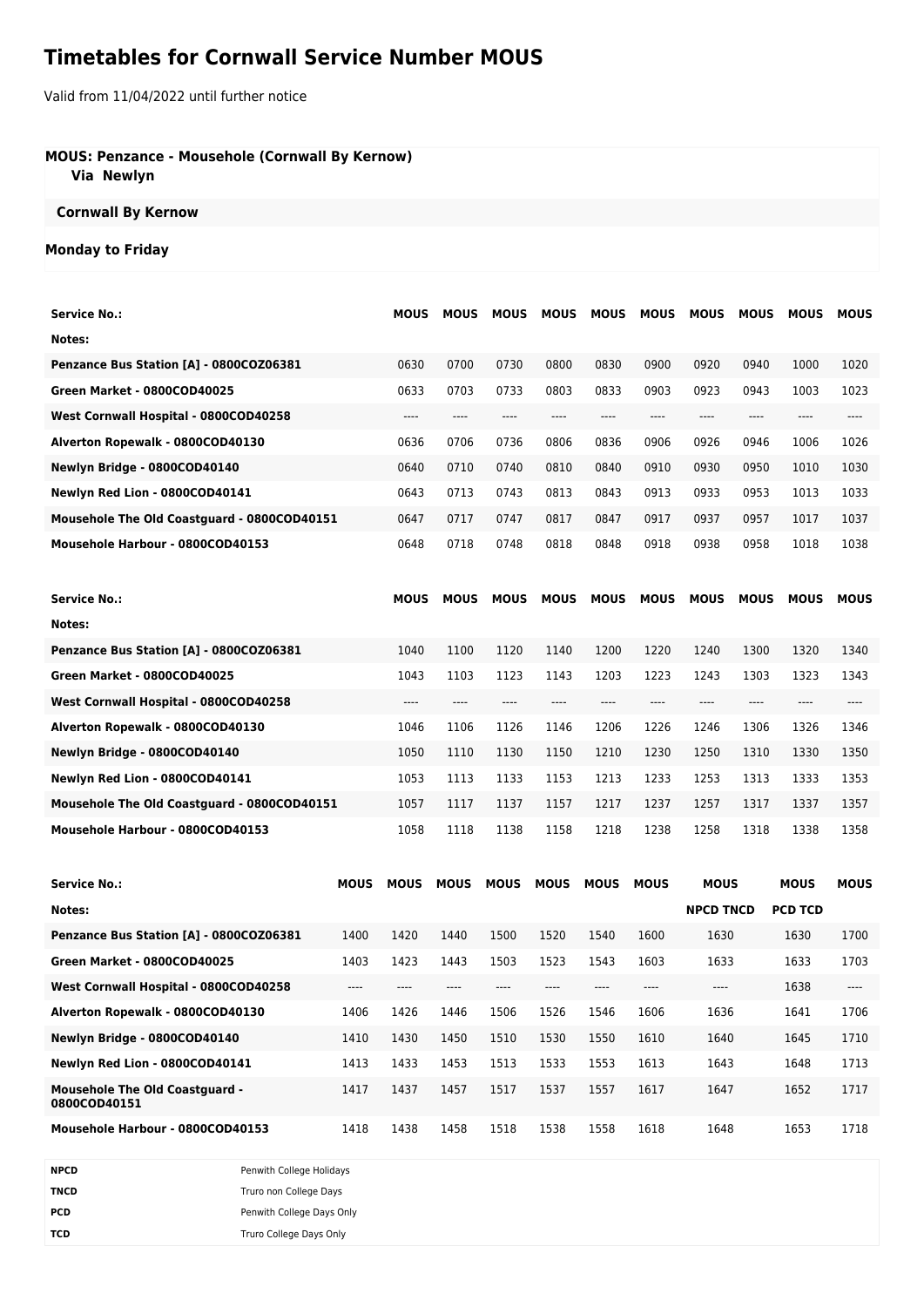# Timetables for Cornwall Service Number MOUS

Valid from 11/04/2022 until further notice

**MOUS: Penzance - Mousehole (Cornwall By Kernow)**
**Via Newlyn**

**Cornwall By Kernow**

**Monday to Friday**

| Service No.: | MOUS | MOUS | MOUS | MOUS | MOUS | MOUS | MOUS | MOUS | MOUS | MOUS |
|---|---|---|---|---|---|---|---|---|---|---|
| Notes: | | | | | | | | | | |
| Penzance Bus Station [A] - 0800COZ06381 | 0630 | 0700 | 0730 | 0800 | 0830 | 0900 | 0920 | 0940 | 1000 | 1020 |
| Green Market - 0800COD40025 | 0633 | 0703 | 0733 | 0803 | 0833 | 0903 | 0923 | 0943 | 1003 | 1023 |
| West Cornwall Hospital - 0800COD40258 | ---- | ---- | ---- | ---- | ---- | ---- | ---- | ---- | ---- | ---- |
| Alverton Ropewalk - 0800COD40130 | 0636 | 0706 | 0736 | 0806 | 0836 | 0906 | 0926 | 0946 | 1006 | 1026 |
| Newlyn Bridge - 0800COD40140 | 0640 | 0710 | 0740 | 0810 | 0840 | 0910 | 0930 | 0950 | 1010 | 1030 |
| Newlyn Red Lion - 0800COD40141 | 0643 | 0713 | 0743 | 0813 | 0843 | 0913 | 0933 | 0953 | 1013 | 1033 |
| Mousehole The Old Coastguard - 0800COD40151 | 0647 | 0717 | 0747 | 0817 | 0847 | 0917 | 0937 | 0957 | 1017 | 1037 |
| Mousehole Harbour - 0800COD40153 | 0648 | 0718 | 0748 | 0818 | 0848 | 0918 | 0938 | 0958 | 1018 | 1038 |

| Service No.: | MOUS | MOUS | MOUS | MOUS | MOUS | MOUS | MOUS | MOUS | MOUS | MOUS |
|---|---|---|---|---|---|---|---|---|---|---|
| Notes: | | | | | | | | | | |
| Penzance Bus Station [A] - 0800COZ06381 | 1040 | 1100 | 1120 | 1140 | 1200 | 1220 | 1240 | 1300 | 1320 | 1340 |
| Green Market - 0800COD40025 | 1043 | 1103 | 1123 | 1143 | 1203 | 1223 | 1243 | 1303 | 1323 | 1343 |
| West Cornwall Hospital - 0800COD40258 | ---- | ---- | ---- | ---- | ---- | ---- | ---- | ---- | ---- | ---- |
| Alverton Ropewalk - 0800COD40130 | 1046 | 1106 | 1126 | 1146 | 1206 | 1226 | 1246 | 1306 | 1326 | 1346 |
| Newlyn Bridge - 0800COD40140 | 1050 | 1110 | 1130 | 1150 | 1210 | 1230 | 1250 | 1310 | 1330 | 1350 |
| Newlyn Red Lion - 0800COD40141 | 1053 | 1113 | 1133 | 1153 | 1213 | 1233 | 1253 | 1313 | 1333 | 1353 |
| Mousehole The Old Coastguard - 0800COD40151 | 1057 | 1117 | 1137 | 1157 | 1217 | 1237 | 1257 | 1317 | 1337 | 1357 |
| Mousehole Harbour - 0800COD40153 | 1058 | 1118 | 1138 | 1158 | 1218 | 1238 | 1258 | 1318 | 1338 | 1358 |

| Service No.: | MOUS | MOUS | MOUS | MOUS | MOUS | MOUS | MOUS | MOUS | MOUS | MOUS |
|---|---|---|---|---|---|---|---|---|---|---|
| Notes: | | | | | | | | NPCD TNCD | PCD TCD | |
| Penzance Bus Station [A] - 0800COZ06381 | 1400 | 1420 | 1440 | 1500 | 1520 | 1540 | 1600 | 1630 | 1630 | 1700 |
| Green Market - 0800COD40025 | 1403 | 1423 | 1443 | 1503 | 1523 | 1543 | 1603 | 1633 | 1633 | 1703 |
| West Cornwall Hospital - 0800COD40258 | ---- | ---- | ---- | ---- | ---- | ---- | ---- | ---- | 1638 | ---- |
| Alverton Ropewalk - 0800COD40130 | 1406 | 1426 | 1446 | 1506 | 1526 | 1546 | 1606 | 1636 | 1641 | 1706 |
| Newlyn Bridge - 0800COD40140 | 1410 | 1430 | 1450 | 1510 | 1530 | 1550 | 1610 | 1640 | 1645 | 1710 |
| Newlyn Red Lion - 0800COD40141 | 1413 | 1433 | 1453 | 1513 | 1533 | 1553 | 1613 | 1643 | 1648 | 1713 |
| Mousehole The Old Coastguard - 0800COD40151 | 1417 | 1437 | 1457 | 1517 | 1537 | 1557 | 1617 | 1647 | 1652 | 1717 |
| Mousehole Harbour - 0800COD40153 | 1418 | 1438 | 1458 | 1518 | 1538 | 1558 | 1618 | 1648 | 1653 | 1718 |

| | |
|---|---|
| **NPCD** | Penwith College Holidays |
| **TNCD** | Truro non College Days |
| **PCD** | Penwith College Days Only |
| **TCD** | Truro College Days Only |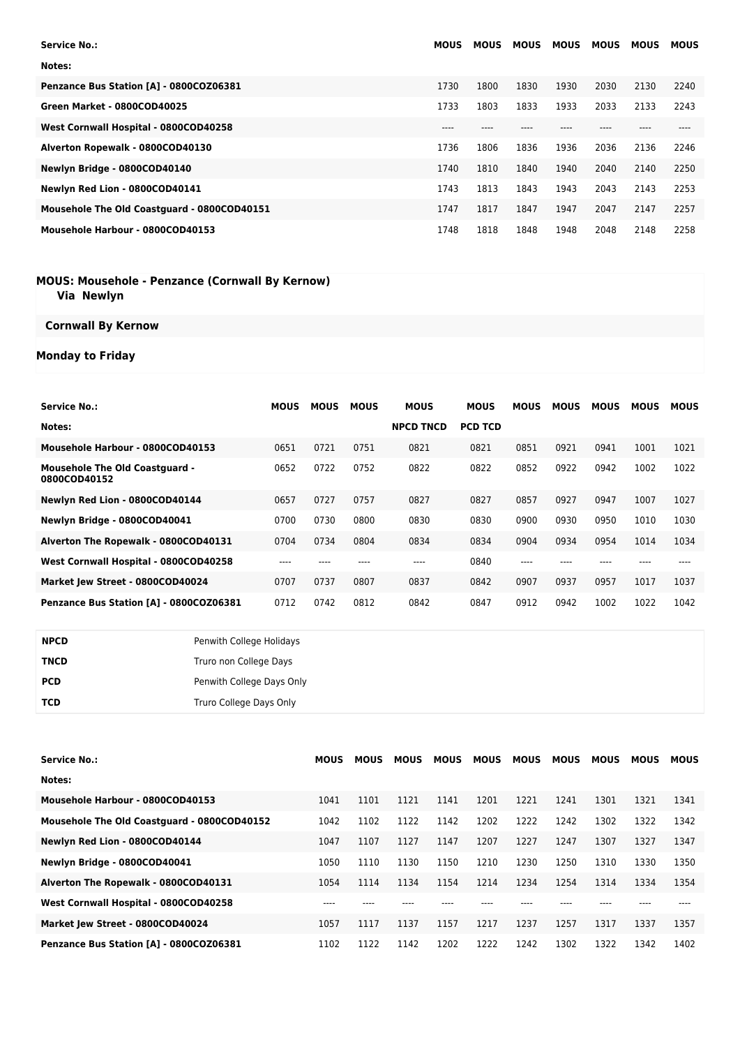| Service No.: | MOUS | MOUS | MOUS | MOUS | MOUS | MOUS | MOUS |
|---|---|---|---|---|---|---|---|
| Notes: | | | | | | | |
| Penzance Bus Station [A] - 0800COZ06381 | 1730 | 1800 | 1830 | 1930 | 2030 | 2130 | 2240 |
| Green Market - 0800COD40025 | 1733 | 1803 | 1833 | 1933 | 2033 | 2133 | 2243 |
| West Cornwall Hospital - 0800COD40258 | ---- | ---- | ---- | ---- | ---- | ---- | ---- |
| Alverton Ropewalk - 0800COD40130 | 1736 | 1806 | 1836 | 1936 | 2036 | 2136 | 2246 |
| Newlyn Bridge - 0800COD40140 | 1740 | 1810 | 1840 | 1940 | 2040 | 2140 | 2250 |
| Newlyn Red Lion - 0800COD40141 | 1743 | 1813 | 1843 | 1943 | 2043 | 2143 | 2253 |
| Mousehole The Old Coastguard - 0800COD40151 | 1747 | 1817 | 1847 | 1947 | 2047 | 2147 | 2257 |
| Mousehole Harbour - 0800COD40153 | 1748 | 1818 | 1848 | 1948 | 2048 | 2148 | 2258 |

## MOUS: Mousehole - Penzance (Cornwall By Kernow)

**Via Newlyn**

**Cornwall By Kernow**

### Monday to Friday

| Service No.: | MOUS | MOUS | MOUS | MOUS | MOUS | MOUS | MOUS | MOUS | MOUS | MOUS |
|---|---|---|---|---|---|---|---|---|---|---|
| Notes: | | | | NPCD TNCD | PCD TCD | | | | | |
| Mousehole Harbour - 0800COD40153 | 0651 | 0721 | 0751 | 0821 | 0821 | 0851 | 0921 | 0941 | 1001 | 1021 |
| Mousehole The Old Coastguard - 0800COD40152 | 0652 | 0722 | 0752 | 0822 | 0822 | 0852 | 0922 | 0942 | 1002 | 1022 |
| Newlyn Red Lion - 0800COD40144 | 0657 | 0727 | 0757 | 0827 | 0827 | 0857 | 0927 | 0947 | 1007 | 1027 |
| Newlyn Bridge - 0800COD40041 | 0700 | 0730 | 0800 | 0830 | 0830 | 0900 | 0930 | 0950 | 1010 | 1030 |
| Alverton The Ropewalk - 0800COD40131 | 0704 | 0734 | 0804 | 0834 | 0834 | 0904 | 0934 | 0954 | 1014 | 1034 |
| West Cornwall Hospital - 0800COD40258 | ---- | ---- | ---- | ---- | 0840 | ---- | ---- | ---- | ---- | ---- |
| Market Jew Street - 0800COD40024 | 0707 | 0737 | 0807 | 0837 | 0842 | 0907 | 0937 | 0957 | 1017 | 1037 |
| Penzance Bus Station [A] - 0800COZ06381 | 0712 | 0742 | 0812 | 0842 | 0847 | 0912 | 0942 | 1002 | 1022 | 1042 |

| | |
|---|---|
| **NPCD** | Penwith College Holidays |
| **TNCD** | Truro non College Days |
| **PCD** | Penwith College Days Only |
| **TCD** | Truro College Days Only |

| Service No.: | MOUS | MOUS | MOUS | MOUS | MOUS | MOUS | MOUS | MOUS | MOUS | MOUS |
|---|---|---|---|---|---|---|---|---|---|---|
| Notes: | | | | | | | | | | |
| Mousehole Harbour - 0800COD40153 | 1041 | 1101 | 1121 | 1141 | 1201 | 1221 | 1241 | 1301 | 1321 | 1341 |
| Mousehole The Old Coastguard - 0800COD40152 | 1042 | 1102 | 1122 | 1142 | 1202 | 1222 | 1242 | 1302 | 1322 | 1342 |
| Newlyn Red Lion - 0800COD40144 | 1047 | 1107 | 1127 | 1147 | 1207 | 1227 | 1247 | 1307 | 1327 | 1347 |
| Newlyn Bridge - 0800COD40041 | 1050 | 1110 | 1130 | 1150 | 1210 | 1230 | 1250 | 1310 | 1330 | 1350 |
| Alverton The Ropewalk - 0800COD40131 | 1054 | 1114 | 1134 | 1154 | 1214 | 1234 | 1254 | 1314 | 1334 | 1354 |
| West Cornwall Hospital - 0800COD40258 | ---- | ---- | ---- | ---- | ---- | ---- | ---- | ---- | ---- | ---- |
| Market Jew Street - 0800COD40024 | 1057 | 1117 | 1137 | 1157 | 1217 | 1237 | 1257 | 1317 | 1337 | 1357 |
| Penzance Bus Station [A] - 0800COZ06381 | 1102 | 1122 | 1142 | 1202 | 1222 | 1242 | 1302 | 1322 | 1342 | 1402 |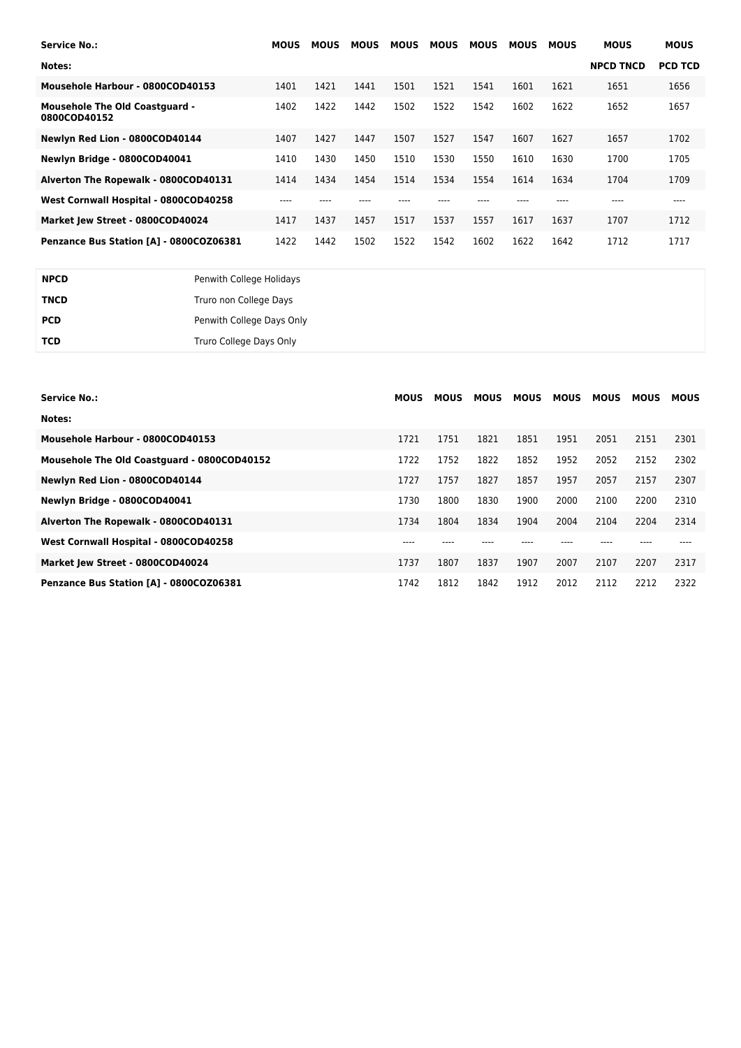| Service No.: | MOUS | MOUS | MOUS | MOUS | MOUS | MOUS | MOUS | MOUS | MOUS | MOUS |
|---|---|---|---|---|---|---|---|---|---|---|
| Notes: | | | | | | | | | NPCD TNCD | PCD TCD |
| Mousehole Harbour - 0800COD40153 | 1401 | 1421 | 1441 | 1501 | 1521 | 1541 | 1601 | 1621 | 1651 | 1656 |
| Mousehole The Old Coastguard - 0800COD40152 | 1402 | 1422 | 1442 | 1502 | 1522 | 1542 | 1602 | 1622 | 1652 | 1657 |
| Newlyn Red Lion - 0800COD40144 | 1407 | 1427 | 1447 | 1507 | 1527 | 1547 | 1607 | 1627 | 1657 | 1702 |
| Newlyn Bridge - 0800COD40041 | 1410 | 1430 | 1450 | 1510 | 1530 | 1550 | 1610 | 1630 | 1700 | 1705 |
| Alverton The Ropewalk - 0800COD40131 | 1414 | 1434 | 1454 | 1514 | 1534 | 1554 | 1614 | 1634 | 1704 | 1709 |
| West Cornwall Hospital - 0800COD40258 | ---- | ---- | ---- | ---- | ---- | ---- | ---- | ---- | ---- | ---- |
| Market Jew Street - 0800COD40024 | 1417 | 1437 | 1457 | 1517 | 1537 | 1557 | 1617 | 1637 | 1707 | 1712 |
| Penzance Bus Station [A] - 0800COZ06381 | 1422 | 1442 | 1502 | 1522 | 1542 | 1602 | 1622 | 1642 | 1712 | 1717 |

| | |
|---|---|
| NPCD | Penwith College Holidays |
| TNCD | Truro non College Days |
| PCD | Penwith College Days Only |
| TCD | Truro College Days Only |

| Service No.: | MOUS | MOUS | MOUS | MOUS | MOUS | MOUS | MOUS | MOUS |
|---|---|---|---|---|---|---|---|---|
| Notes: | | | | | | | | |
| Mousehole Harbour - 0800COD40153 | 1721 | 1751 | 1821 | 1851 | 1951 | 2051 | 2151 | 2301 |
| Mousehole The Old Coastguard - 0800COD40152 | 1722 | 1752 | 1822 | 1852 | 1952 | 2052 | 2152 | 2302 |
| Newlyn Red Lion - 0800COD40144 | 1727 | 1757 | 1827 | 1857 | 1957 | 2057 | 2157 | 2307 |
| Newlyn Bridge - 0800COD40041 | 1730 | 1800 | 1830 | 1900 | 2000 | 2100 | 2200 | 2310 |
| Alverton The Ropewalk - 0800COD40131 | 1734 | 1804 | 1834 | 1904 | 2004 | 2104 | 2204 | 2314 |
| West Cornwall Hospital - 0800COD40258 | ---- | ---- | ---- | ---- | ---- | ---- | ---- | ---- |
| Market Jew Street - 0800COD40024 | 1737 | 1807 | 1837 | 1907 | 2007 | 2107 | 2207 | 2317 |
| Penzance Bus Station [A] - 0800COZ06381 | 1742 | 1812 | 1842 | 1912 | 2012 | 2112 | 2212 | 2322 |